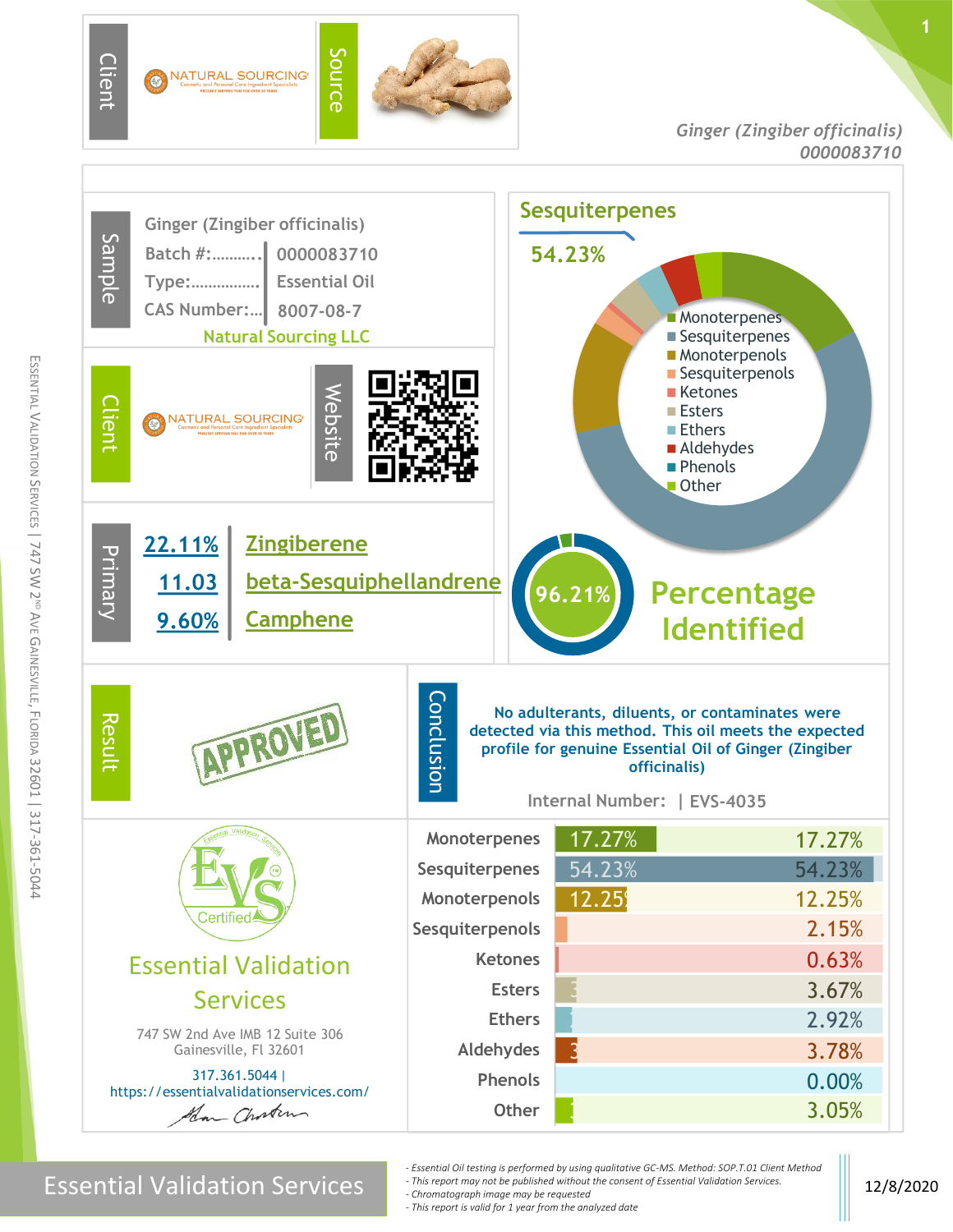Ginger (Zingiber officinalis)
0000083710

## Sample

Ginger (Zingiber officinalis)

| | |
|---|---|
| Batch #: | 0000083710 |
| Type: | Essential Oil |
| CAS Number: | 8007-08-7 |

Natural Sourcing LLC

## Client

NATURAL SOURCING — Cosmetic and Personal Care Ingredient Specialists

## Website

## Primary

| | |
|---|---|
| 22.11% | Zingiberene |
| 11.03 | beta-Sesquiphellandrene |
| 9.60% | Camphene |

## Sesquiterpenes

54.23%

Legend: Monoterpenes, Sesquiterpenes, Monoterpenols, Sesquiterpenols, Ketones, Esters, Ethers, Aldehydes, Phenols, Other

**96.21%** Percentage Identified

## Result

APPROVED

## Conclusion

No adulterants, diluents, or contaminates were detected via this method. This oil meets the expected profile for genuine Essential Oil of Ginger (Zingiber officinalis)

Internal Number: | EVS-4035

| Class | Percentage |
|---|---|
| Monoterpenes | 17.27% |
| Sesquiterpenes | 54.23% |
| Monoterpenols | 12.25% |
| Sesquiterpenols | 2.15% |
| Ketones | 0.63% |
| Esters | 3.67% |
| Ethers | 2.92% |
| Aldehydes | 3.78% |
| Phenols | 0.00% |
| Other | 3.05% |

EVS Certified

Essential Validation Services

747 SW 2nd Ave IMB 12 Suite 306
Gainesville, Fl 32601

317.361.5044 |
https://essentialvalidationservices.com/

Essential Validation Services | 747 SW 2nd Ave Gainesville, Florida 32601 | 317-361-5044

Essential Validation Services

- *Essential Oil testing is performed by using qualitative GC-MS. Method: SOP.T.01 Client Method*
- *This report may not be published without the consent of Essential Validation Services.*
- *Chromatograph image may be requested*
- *This report is valid for 1 year from the analyzed date*

12/8/2020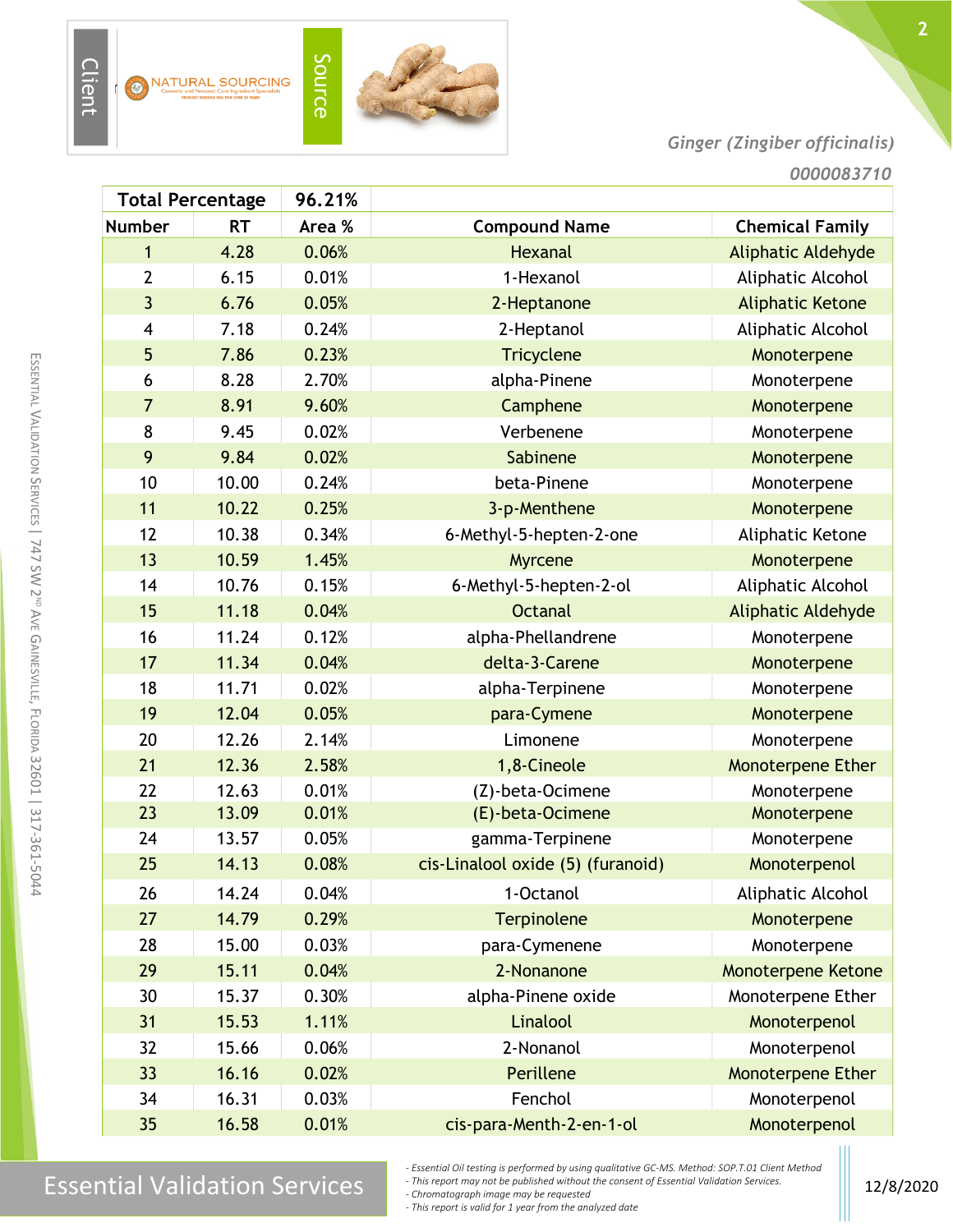Client

NATURAL SOURCING

Source

*Ginger (Zingiber officinalis)*

*0000083710*

| Total Percentage | | 96.21% | | |
|---|---|---|---|---|
| **Number** | **RT** | **Area %** | **Compound Name** | **Chemical Family** |
| 1 | 4.28 | 0.06% | Hexanal | Aliphatic Aldehyde |
| 2 | 6.15 | 0.01% | 1-Hexanol | Aliphatic Alcohol |
| 3 | 6.76 | 0.05% | 2-Heptanone | Aliphatic Ketone |
| 4 | 7.18 | 0.24% | 2-Heptanol | Aliphatic Alcohol |
| 5 | 7.86 | 0.23% | Tricyclene | Monoterpene |
| 6 | 8.28 | 2.70% | alpha-Pinene | Monoterpene |
| 7 | 8.91 | 9.60% | Camphene | Monoterpene |
| 8 | 9.45 | 0.02% | Verbenene | Monoterpene |
| 9 | 9.84 | 0.02% | Sabinene | Monoterpene |
| 10 | 10.00 | 0.24% | beta-Pinene | Monoterpene |
| 11 | 10.22 | 0.25% | 3-p-Menthene | Monoterpene |
| 12 | 10.38 | 0.34% | 6-Methyl-5-hepten-2-one | Aliphatic Ketone |
| 13 | 10.59 | 1.45% | Myrcene | Monoterpene |
| 14 | 10.76 | 0.15% | 6-Methyl-5-hepten-2-ol | Aliphatic Alcohol |
| 15 | 11.18 | 0.04% | Octanal | Aliphatic Aldehyde |
| 16 | 11.24 | 0.12% | alpha-Phellandrene | Monoterpene |
| 17 | 11.34 | 0.04% | delta-3-Carene | Monoterpene |
| 18 | 11.71 | 0.02% | alpha-Terpinene | Monoterpene |
| 19 | 12.04 | 0.05% | para-Cymene | Monoterpene |
| 20 | 12.26 | 2.14% | Limonene | Monoterpene |
| 21 | 12.36 | 2.58% | 1,8-Cineole | Monoterpene Ether |
| 22 | 12.63 | 0.01% | (Z)-beta-Ocimene | Monoterpene |
| 23 | 13.09 | 0.01% | (E)-beta-Ocimene | Monoterpene |
| 24 | 13.57 | 0.05% | gamma-Terpinene | Monoterpene |
| 25 | 14.13 | 0.08% | cis-Linalool oxide (5) (furanoid) | Monoterpenol |
| 26 | 14.24 | 0.04% | 1-Octanol | Aliphatic Alcohol |
| 27 | 14.79 | 0.29% | Terpinolene | Monoterpene |
| 28 | 15.00 | 0.03% | para-Cymenene | Monoterpene |
| 29 | 15.11 | 0.04% | 2-Nonanone | Monoterpene Ketone |
| 30 | 15.37 | 0.30% | alpha-Pinene oxide | Monoterpene Ether |
| 31 | 15.53 | 1.11% | Linalool | Monoterpenol |
| 32 | 15.66 | 0.06% | 2-Nonanol | Monoterpenol |
| 33 | 16.16 | 0.02% | Perillene | Monoterpene Ether |
| 34 | 16.31 | 0.03% | Fenchol | Monoterpenol |
| 35 | 16.58 | 0.01% | cis-para-Menth-2-en-1-ol | Monoterpenol |

Essential Validation Services | 747 SW 2nd Ave Gainesville, Florida 32601 | 317-361-5044

Essential Validation Services

- *Essential Oil testing is performed by using qualitative GC-MS. Method: SOP.T.01 Client Method*
- *This report may not be published without the consent of Essential Validation Services.*
- *Chromatograph image may be requested*
- *This report is valid for 1 year from the analyzed date*

12/8/2020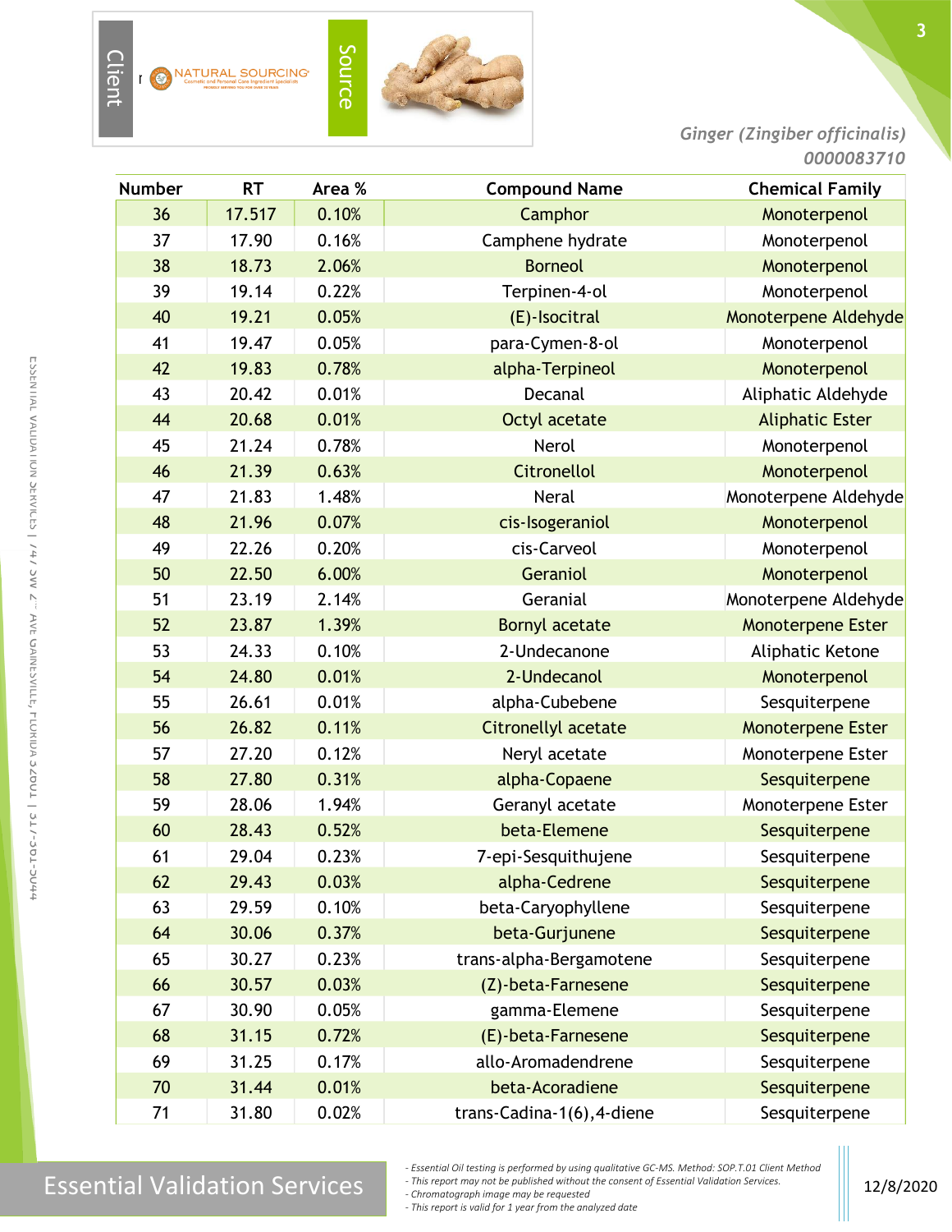Client | NATURAL SOURCING | Source

*Ginger (Zingiber officinalis)*
*0000083710*

| Number | RT | Area % | Compound Name | Chemical Family |
|---|---|---|---|---|
| 36 | 17.517 | 0.10% | Camphor | Monoterpenol |
| 37 | 17.90 | 0.16% | Camphene hydrate | Monoterpenol |
| 38 | 18.73 | 2.06% | Borneol | Monoterpenol |
| 39 | 19.14 | 0.22% | Terpinen-4-ol | Monoterpenol |
| 40 | 19.21 | 0.05% | (E)-Isocitral | Monoterpene Aldehyde |
| 41 | 19.47 | 0.05% | para-Cymen-8-ol | Monoterpenol |
| 42 | 19.83 | 0.78% | alpha-Terpineol | Monoterpenol |
| 43 | 20.42 | 0.01% | Decanal | Aliphatic Aldehyde |
| 44 | 20.68 | 0.01% | Octyl acetate | Aliphatic Ester |
| 45 | 21.24 | 0.78% | Nerol | Monoterpenol |
| 46 | 21.39 | 0.63% | Citronellol | Monoterpenol |
| 47 | 21.83 | 1.48% | Neral | Monoterpene Aldehyde |
| 48 | 21.96 | 0.07% | cis-Isogeraniol | Monoterpenol |
| 49 | 22.26 | 0.20% | cis-Carveol | Monoterpenol |
| 50 | 22.50 | 6.00% | Geraniol | Monoterpenol |
| 51 | 23.19 | 2.14% | Geranial | Monoterpene Aldehyde |
| 52 | 23.87 | 1.39% | Bornyl acetate | Monoterpene Ester |
| 53 | 24.33 | 0.10% | 2-Undecanone | Aliphatic Ketone |
| 54 | 24.80 | 0.01% | 2-Undecanol | Monoterpenol |
| 55 | 26.61 | 0.01% | alpha-Cubebene | Sesquiterpene |
| 56 | 26.82 | 0.11% | Citronellyl acetate | Monoterpene Ester |
| 57 | 27.20 | 0.12% | Neryl acetate | Monoterpene Ester |
| 58 | 27.80 | 0.31% | alpha-Copaene | Sesquiterpene |
| 59 | 28.06 | 1.94% | Geranyl acetate | Monoterpene Ester |
| 60 | 28.43 | 0.52% | beta-Elemene | Sesquiterpene |
| 61 | 29.04 | 0.23% | 7-epi-Sesquithujene | Sesquiterpene |
| 62 | 29.43 | 0.03% | alpha-Cedrene | Sesquiterpene |
| 63 | 29.59 | 0.10% | beta-Caryophyllene | Sesquiterpene |
| 64 | 30.06 | 0.37% | beta-Gurjunene | Sesquiterpene |
| 65 | 30.27 | 0.23% | trans-alpha-Bergamotene | Sesquiterpene |
| 66 | 30.57 | 0.03% | (Z)-beta-Farnesene | Sesquiterpene |
| 67 | 30.90 | 0.05% | gamma-Elemene | Sesquiterpene |
| 68 | 31.15 | 0.72% | (E)-beta-Farnesene | Sesquiterpene |
| 69 | 31.25 | 0.17% | allo-Aromadendrene | Sesquiterpene |
| 70 | 31.44 | 0.01% | beta-Acoradiene | Sesquiterpene |
| 71 | 31.80 | 0.02% | trans-Cadina-1(6),4-diene | Sesquiterpene |

Essential Validation Services

- *Essential Oil testing is performed by using qualitative GC-MS. Method: SOP.T.01 Client Method*
- *This report may not be published without the consent of Essential Validation Services.*
- *Chromatograph image may be requested*
- *This report is valid for 1 year from the analyzed date*

12/8/2020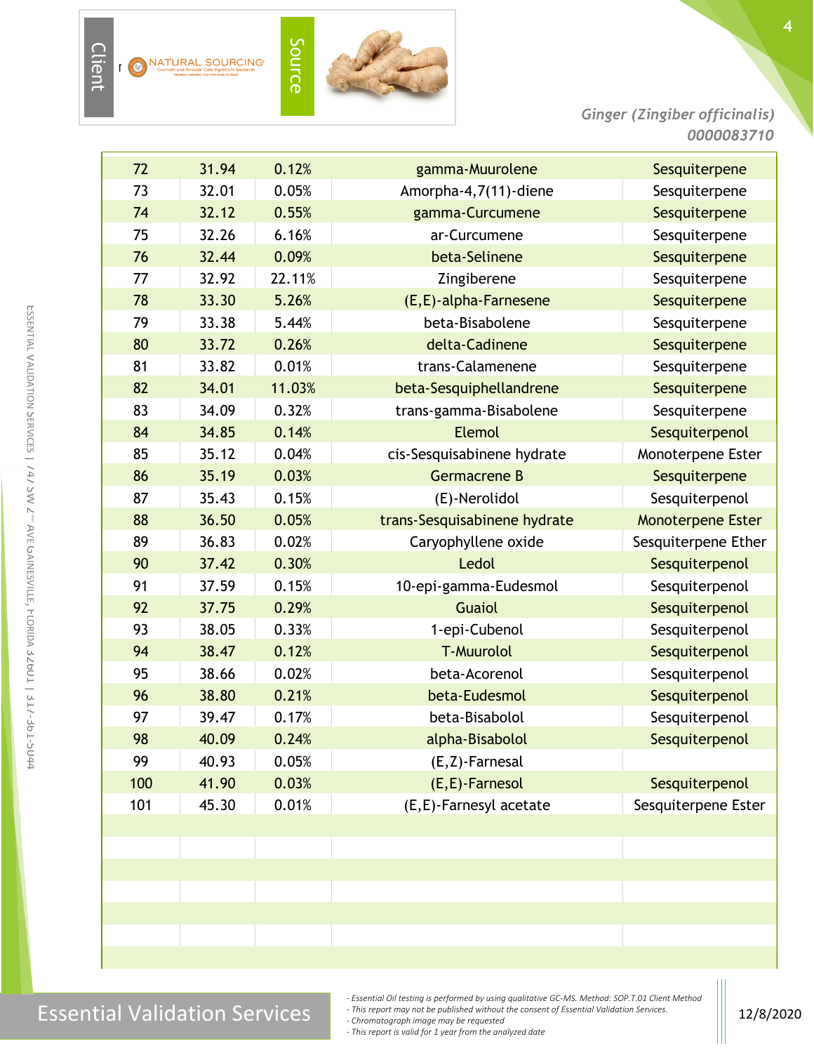Client | NATURAL SOURCING | Source

*Ginger (Zingiber officinalis)*
*0000083710*

| | | | | |
|---|---|---|---|---|
| 72 | 31.94 | 0.12% | gamma-Muurolene | Sesquiterpene |
| 73 | 32.01 | 0.05% | Amorpha-4,7(11)-diene | Sesquiterpene |
| 74 | 32.12 | 0.55% | gamma-Curcumene | Sesquiterpene |
| 75 | 32.26 | 6.16% | ar-Curcumene | Sesquiterpene |
| 76 | 32.44 | 0.09% | beta-Selinene | Sesquiterpene |
| 77 | 32.92 | 22.11% | Zingiberene | Sesquiterpene |
| 78 | 33.30 | 5.26% | (E,E)-alpha-Farnesene | Sesquiterpene |
| 79 | 33.38 | 5.44% | beta-Bisabolene | Sesquiterpene |
| 80 | 33.72 | 0.26% | delta-Cadinene | Sesquiterpene |
| 81 | 33.82 | 0.01% | trans-Calamenene | Sesquiterpene |
| 82 | 34.01 | 11.03% | beta-Sesquiphellandrene | Sesquiterpene |
| 83 | 34.09 | 0.32% | trans-gamma-Bisabolene | Sesquiterpene |
| 84 | 34.85 | 0.14% | Elemol | Sesquiterpenol |
| 85 | 35.12 | 0.04% | cis-Sesquisabinene hydrate | Monoterpene Ester |
| 86 | 35.19 | 0.03% | Germacrene B | Sesquiterpene |
| 87 | 35.43 | 0.15% | (E)-Nerolidol | Sesquiterpenol |
| 88 | 36.50 | 0.05% | trans-Sesquisabinene hydrate | Monoterpene Ester |
| 89 | 36.83 | 0.02% | Caryophyllene oxide | Sesquiterpene Ether |
| 90 | 37.42 | 0.30% | Ledol | Sesquiterpenol |
| 91 | 37.59 | 0.15% | 10-epi-gamma-Eudesmol | Sesquiterpenol |
| 92 | 37.75 | 0.29% | Guaiol | Sesquiterpenol |
| 93 | 38.05 | 0.33% | 1-epi-Cubenol | Sesquiterpenol |
| 94 | 38.47 | 0.12% | T-Muurolol | Sesquiterpenol |
| 95 | 38.66 | 0.02% | beta-Acorenol | Sesquiterpenol |
| 96 | 38.80 | 0.21% | beta-Eudesmol | Sesquiterpenol |
| 97 | 39.47 | 0.17% | beta-Bisabolol | Sesquiterpenol |
| 98 | 40.09 | 0.24% | alpha-Bisabolol | Sesquiterpenol |
| 99 | 40.93 | 0.05% | (E,Z)-Farnesal | |
| 100 | 41.90 | 0.03% | (E,E)-Farnesol | Sesquiterpenol |
| 101 | 45.30 | 0.01% | (E,E)-Farnesyl acetate | Sesquiterpene Ester |

ESSENTIAL VALIDATION SERVICES | 747 SW 2ND AVE GAINESVILLE, FLORIDA 32601 | 317-361-5044

Essential Validation Services

*- Essential Oil testing is performed by using qualitative GC-MS. Method: SOP.T.01 Client Method*
*- This report may not be published without the consent of Essential Validation Services.*
*- Chromatograph image may be requested*
*- This report is valid for 1 year from the analyzed date*

12/8/2020